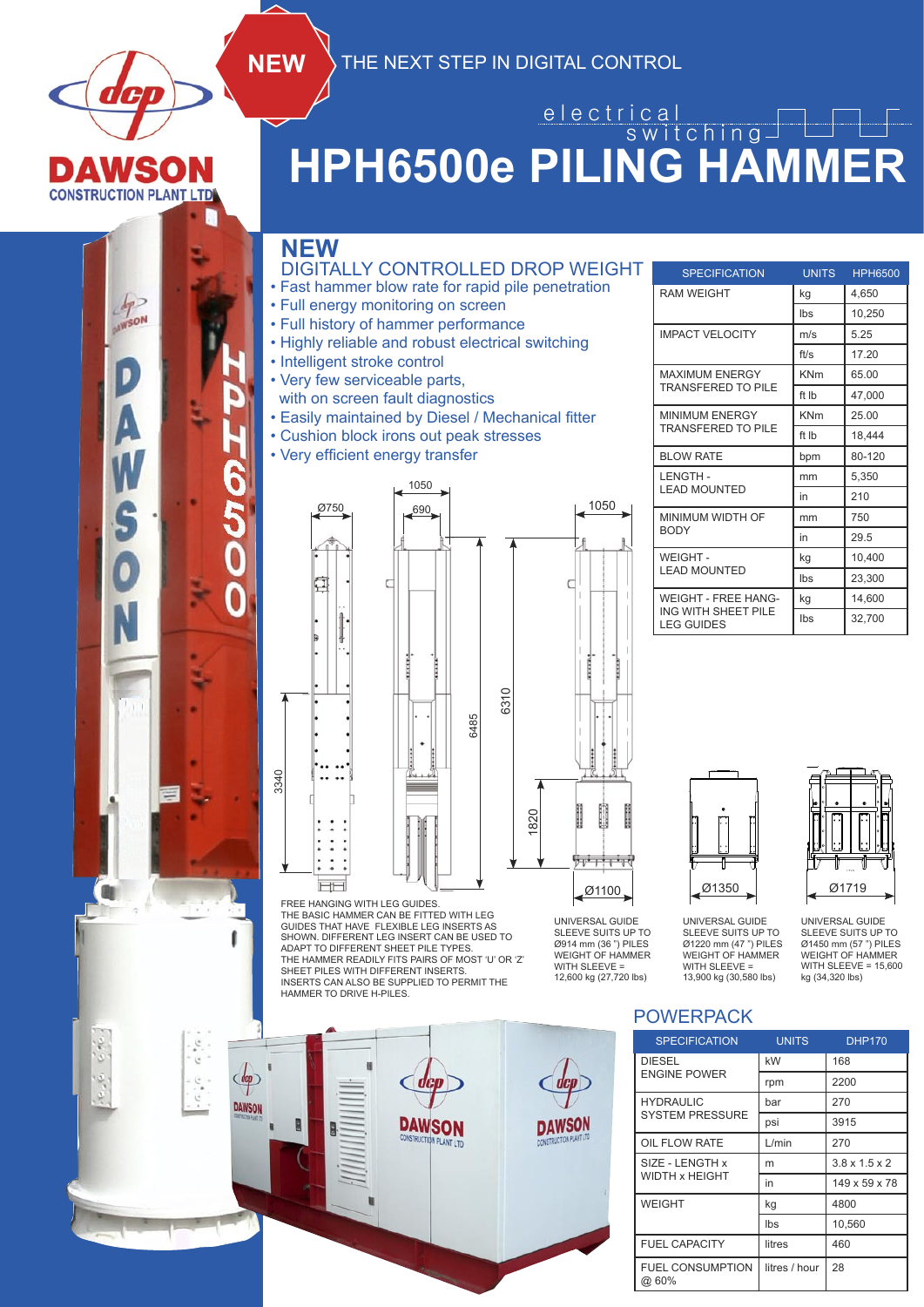DAWSON CONSTRUCTION PLANT LTD

NEW

THE NEXT STEP IN DIGITAL CONTROL

electrical switching

# HPH6500e PILING HAMMER

## NEW

### DIGITALLY CONTROLLED DROP WEIGHT

- Fast hammer blow rate for rapid pile penetration
- Full energy monitoring on screen
- Full history of hammer performance
- Highly reliable and robust electrical switching
- Intelligent stroke control
- Very few serviceable parts, with on screen fault diagnostics
- Easily maintained by Diesel / Mechanical fitter
- Cushion block irons out peak stresses
- Very efficient energy transfer

| SPECIFICATION | UNITS | HPH6500 |
|---|---|---|
| RAM WEIGHT | kg | 4,650 |
| | lbs | 10,250 |
| IMPACT VELOCITY | m/s | 5.25 |
| | ft/s | 17.20 |
| MAXIMUM ENERGY TRANSFERED TO PILE | KNm | 65.00 |
| | ft lb | 47,000 |
| MINIMUM ENERGY TRANSFERED TO PILE | KNm | 25.00 |
| | ft lb | 18,444 |
| BLOW RATE | bpm | 80-120 |
| LENGTH - LEAD MOUNTED | mm | 5,350 |
| | in | 210 |
| MINIMUM WIDTH OF BODY | mm | 750 |
| | in | 29.5 |
| WEIGHT - LEAD MOUNTED | kg | 10,400 |
| | lbs | 23,300 |
| WEIGHT - FREE HANGING WITH SHEET PILE LEG GUIDES | kg | 14,600 |
| | lbs | 32,700 |

Ø750 1050 690 1050 3340 6485 6310 1820 Ø1100 Ø1350 Ø1719

FREE HANGING WITH LEG GUIDES.
THE BASIC HAMMER CAN BE FITTED WITH LEG GUIDES THAT HAVE FLEXIBLE LEG INSERTS AS SHOWN. DIFFERENT LEG INSERT CAN BE USED TO ADAPT TO DIFFERENT SHEET PILE TYPES.
THE HAMMER READILY FITS PAIRS OF MOST 'U' OR 'Z' SHEET PILES WITH DIFFERENT INSERTS.
INSERTS CAN ALSO BE SUPPLIED TO PERMIT THE HAMMER TO DRIVE H-PILES.

UNIVERSAL GUIDE SLEEVE SUITS UP TO Ø914 mm (36 ") PILES WEIGHT OF HAMMER WITH SLEEVE = 12,600 kg (27,720 lbs)

UNIVERSAL GUIDE SLEEVE SUITS UP TO Ø1220 mm (47 ") PILES WEIGHT OF HAMMER WITH SLEEVE = 13,900 kg (30,580 lbs)

UNIVERSAL GUIDE SLEEVE SUITS UP TO Ø1450 mm (57 ") PILES WEIGHT OF HAMMER WITH SLEEVE = 15,600 kg (34,320 lbs)

## POWERPACK

| SPECIFICATION | UNITS | DHP170 |
|---|---|---|
| DIESEL ENGINE POWER | kW | 168 |
| | rpm | 2200 |
| HYDRAULIC SYSTEM PRESSURE | bar | 270 |
| | psi | 3915 |
| OIL FLOW RATE | L/min | 270 |
| SIZE - LENGTH x WIDTH x HEIGHT | m | 3.8 x 1.5 x 2 |
| | in | 149 x 59 x 78 |
| WEIGHT | kg | 4800 |
| | lbs | 10,560 |
| FUEL CAPACITY | litres | 460 |
| FUEL CONSUMPTION @ 60% | litres / hour | 28 |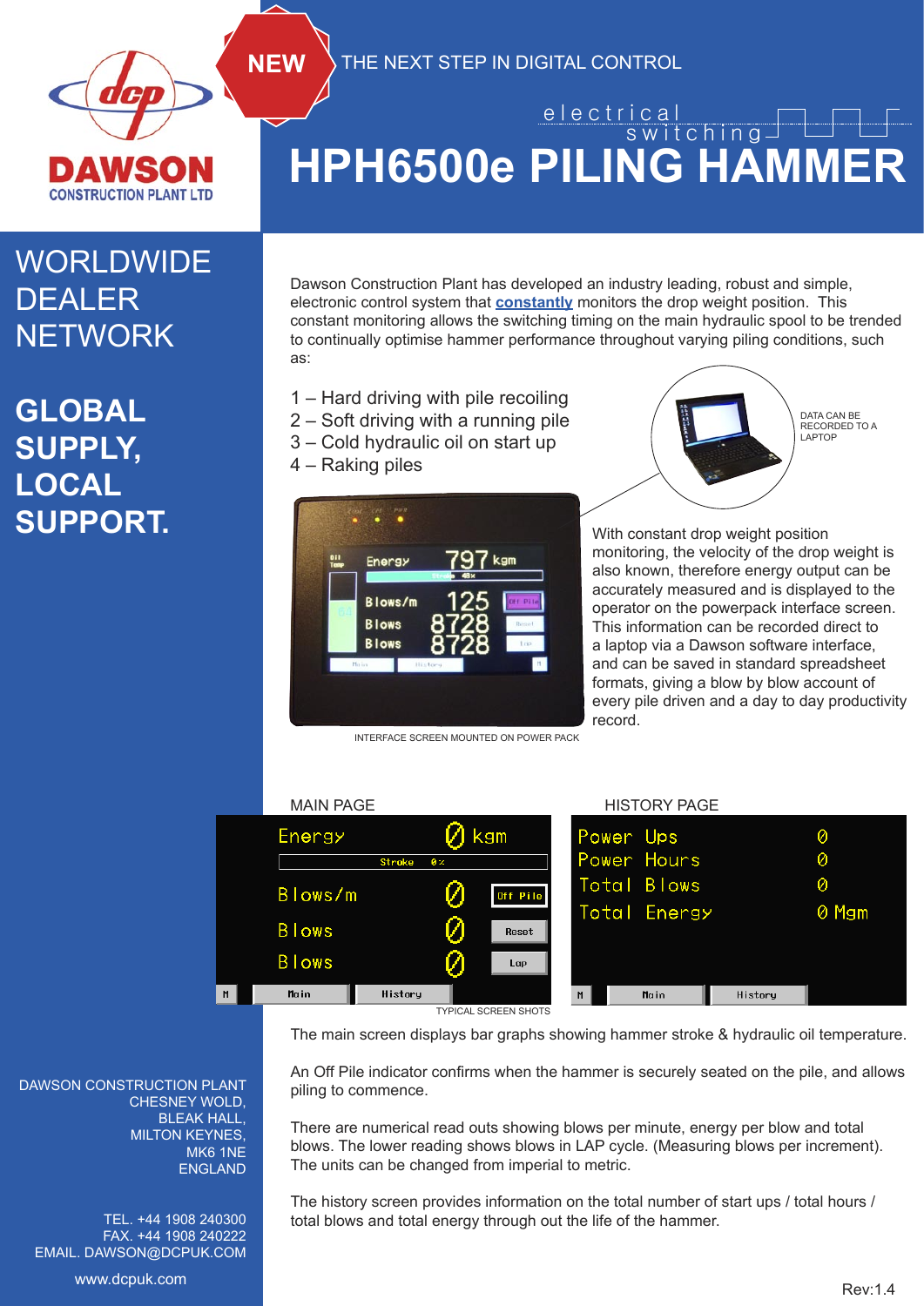**NEW**

THE NEXT STEP IN DIGITAL CONTROL

electrical switching

# HPH6500e PILING HAMMER

DAWSON CONSTRUCTION PLANT LTD

WORLDWIDE DEALER NETWORK

**GLOBAL SUPPLY, LOCAL SUPPORT.**

Dawson Construction Plant has developed an industry leading, robust and simple, electronic control system that **constantly** monitors the drop weight position. This constant monitoring allows the switching timing on the main hydraulic spool to be trended to continually optimise hammer performance throughout varying piling conditions, such as:

1 – Hard driving with pile recoiling
2 – Soft driving with a running pile
3 – Cold hydraulic oil on start up
4 – Raking piles

DATA CAN BE RECORDED TO A LAPTOP

INTERFACE SCREEN MOUNTED ON POWER PACK

With constant drop weight position monitoring, the velocity of the drop weight is also known, therefore energy output can be accurately measured and is displayed to the operator on the powerpack interface screen. This information can be recorded direct to a laptop via a Dawson software interface, and can be saved in standard spreadsheet formats, giving a blow by blow account of every pile driven and a day to day productivity record.

MAIN PAGE

HISTORY PAGE

TYPICAL SCREEN SHOTS

The main screen displays bar graphs showing hammer stroke & hydraulic oil temperature.

An Off Pile indicator confirms when the hammer is securely seated on the pile, and allows piling to commence.

There are numerical read outs showing blows per minute, energy per blow and total blows. The lower reading shows blows in LAP cycle. (Measuring blows per increment). The units can be changed from imperial to metric.

The history screen provides information on the total number of start ups / total hours / total blows and total energy through out the life of the hammer.

DAWSON CONSTRUCTION PLANT
CHESNEY WOLD,
BLEAK HALL,
MILTON KEYNES,
MK6 1NE
ENGLAND

TEL. +44 1908 240300
FAX. +44 1908 240222
EMAIL. DAWSON@DCPUK.COM

www.dcpuk.com

Rev:1.4